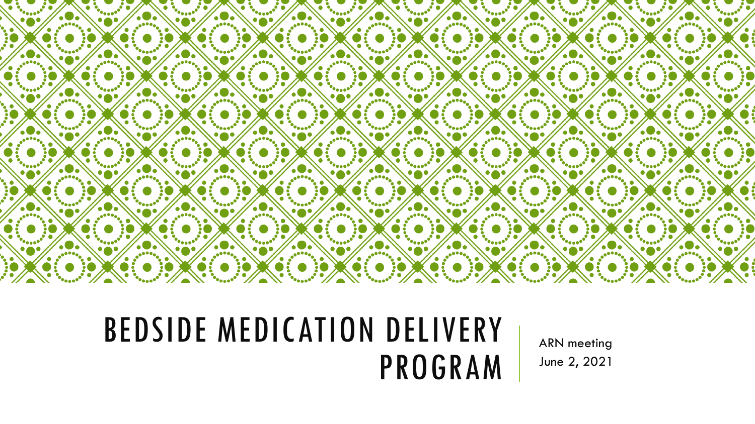# BEDSIDE MEDICATION DELIVERY PROGRAM

ARN meeting
June 2, 2021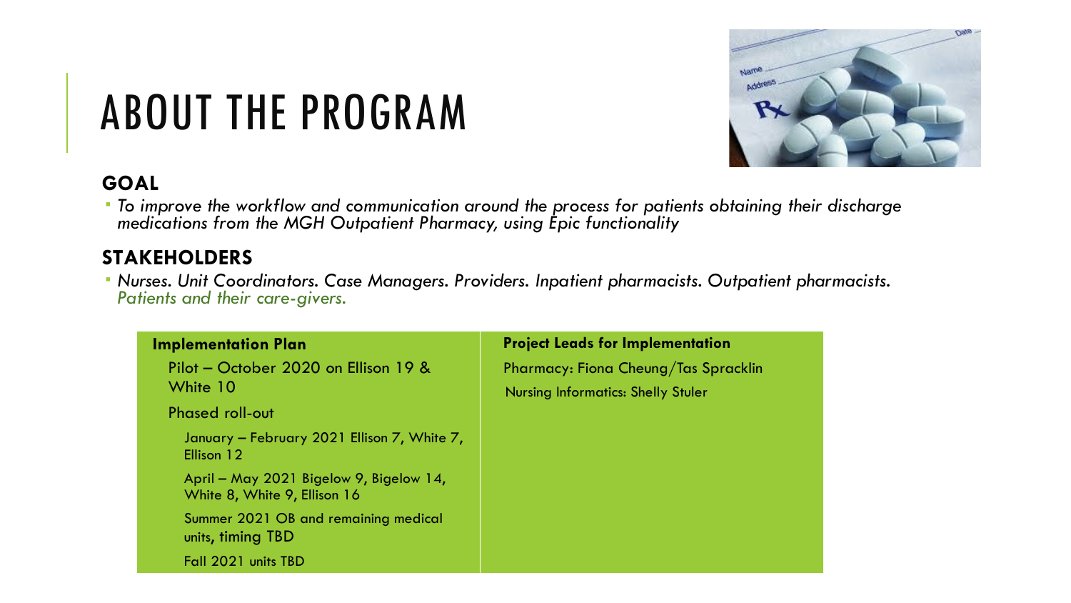# ABOUT THE PROGRAM

## GOAL

- *To improve the workflow and communication around the process for patients obtaining their discharge medications from the MGH Outpatient Pharmacy, using Epic functionality*

## STAKEHOLDERS

- *Nurses. Unit Coordinators. Case Managers. Providers. Inpatient pharmacists. Outpatient pharmacists. Patients and their care-givers.*

| Implementation Plan | Project Leads for Implementation |
| --- | --- |
| Pilot – October 2020 on Ellison 19 & White 10 | Pharmacy: Fiona Cheung/Tas Spracklin |
| Phased roll-out | Nursing Informatics: Shelly Stuler |
| January – February 2021 Ellison 7, White 7, Ellison 12 | |
| April – May 2021 Bigelow 9, Bigelow 14, White 8, White 9, Ellison 16 | |
| Summer 2021 OB and remaining medical units, timing TBD | |
| Fall 2021 units TBD | |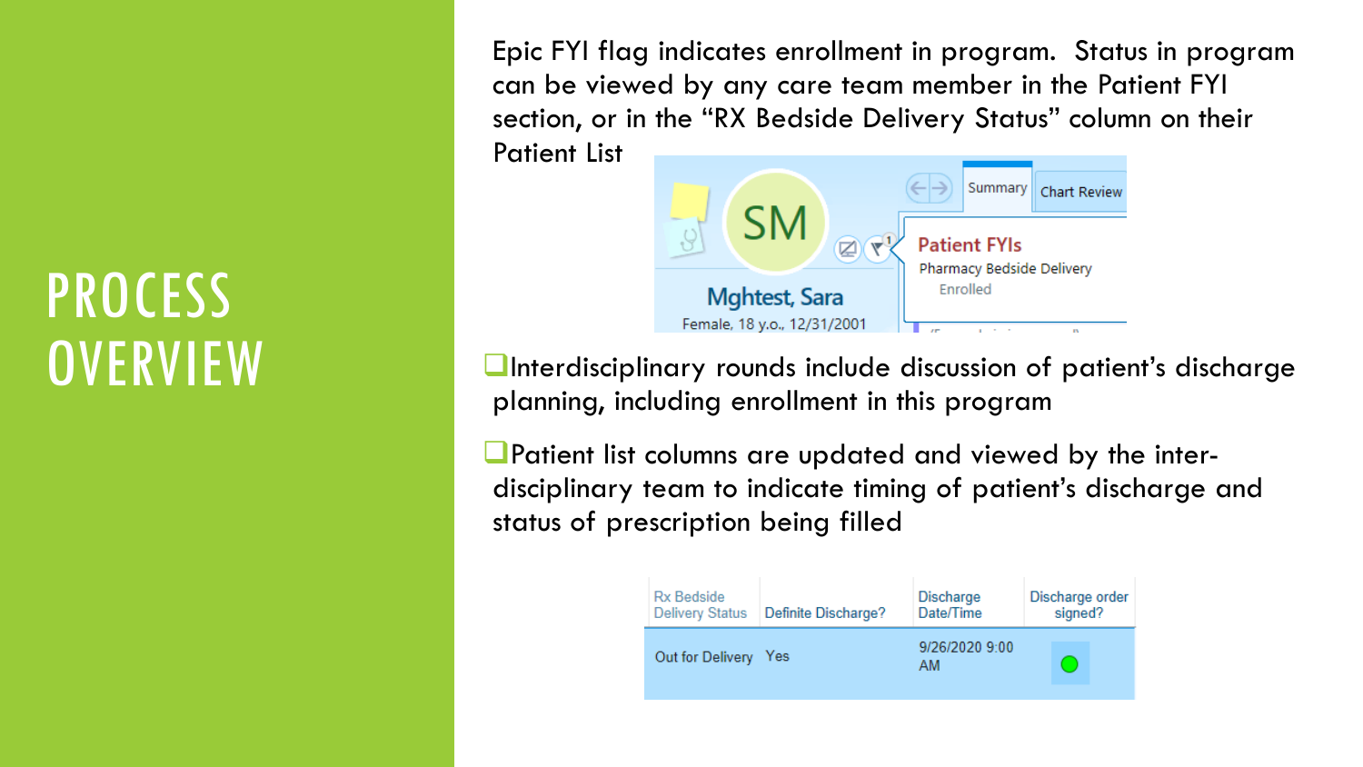# PROCESS OVERVIEW

Epic FYI flag indicates enrollment in program. Status in program can be viewed by any care team member in the Patient FYI section, or in the "RX Bedside Delivery Status" column on their Patient List

- Interdisciplinary rounds include discussion of patient's discharge planning, including enrollment in this program
- Patient list columns are updated and viewed by the inter-disciplinary team to indicate timing of patient's discharge and status of prescription being filled

| Rx Bedside Delivery Status | Definite Discharge? | Discharge Date/Time | Discharge order signed? |
| --- | --- | --- | --- |
| Out for Delivery | Yes | 9/26/2020 9:00 AM | |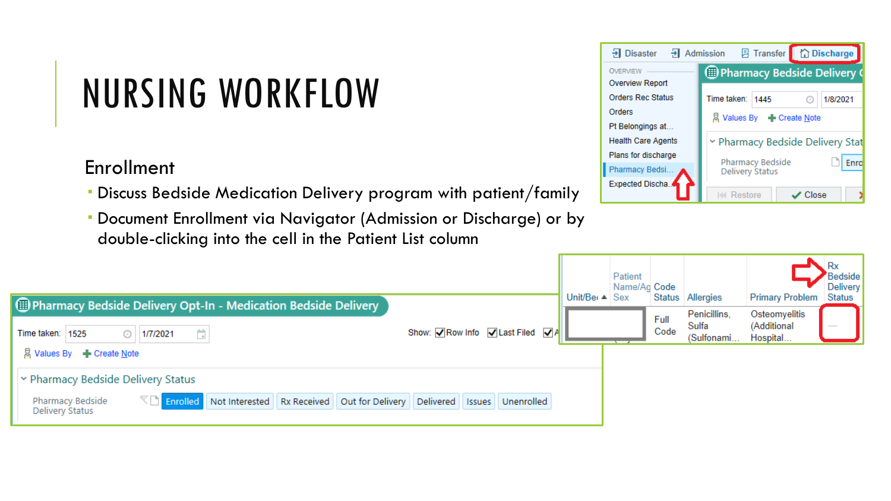# NURSING WORKFLOW

## Enrollment

- Discuss Bedside Medication Delivery program with patient/family
- Document Enrollment via Navigator (Admission or Discharge) or by double-clicking into the cell in the Patient List column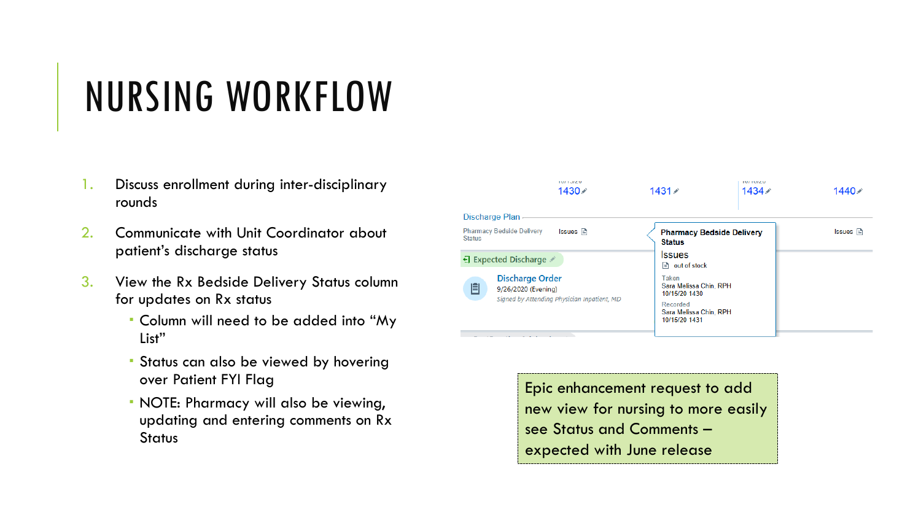# NURSING WORKFLOW

1. Discuss enrollment during inter-disciplinary rounds
2. Communicate with Unit Coordinator about patient's discharge status
3. View the Rx Bedside Delivery Status column for updates on Rx status
   - Column will need to be added into "My List"
   - Status can also be viewed by hovering over Patient FYI Flag
   - NOTE: Pharmacy will also be viewing, updating and entering comments on Rx Status

Epic enhancement request to add new view for nursing to more easily see Status and Comments – expected with June release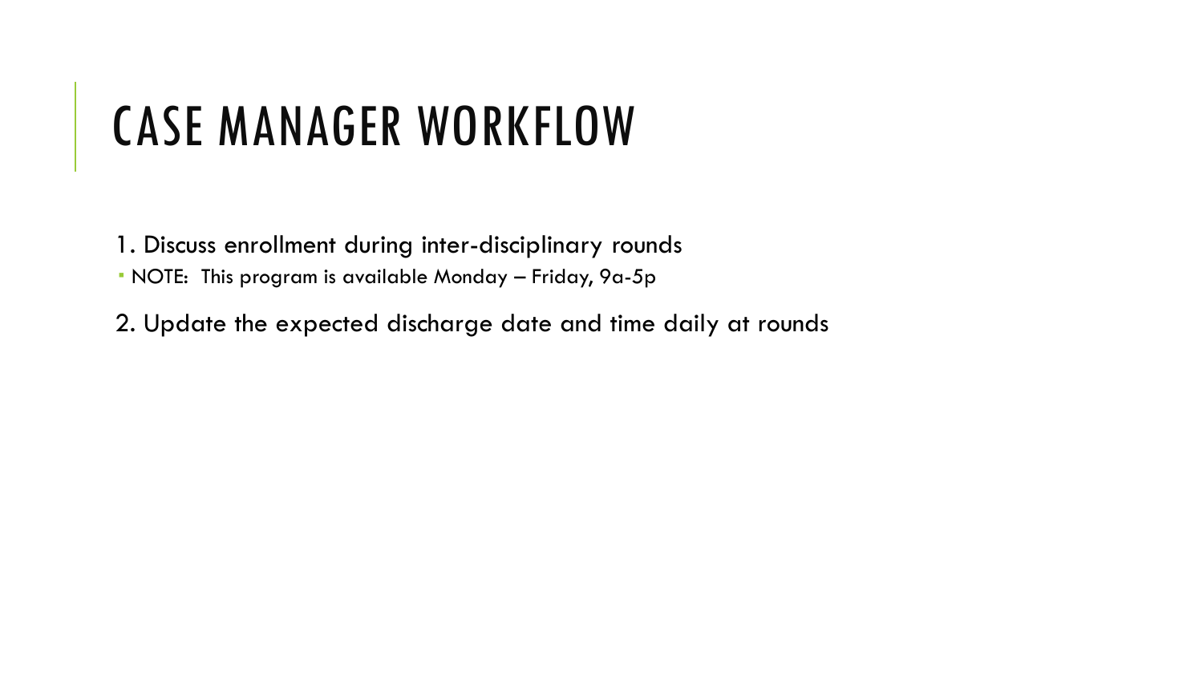# CASE MANAGER WORKFLOW

1. Discuss enrollment during inter-disciplinary rounds
   - NOTE: This program is available Monday – Friday, 9a-5p
2. Update the expected discharge date and time daily at rounds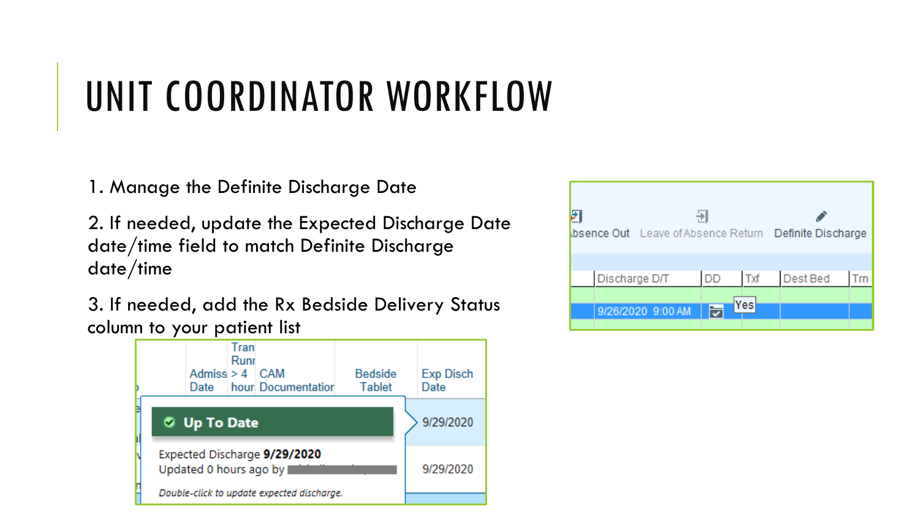# UNIT COORDINATOR WORKFLOW

1. Manage the Definite Discharge Date

2. If needed, update the Expected Discharge Date date/time field to match Definite Discharge date/time

3. If needed, add the Rx Bedside Delivery Status column to your patient list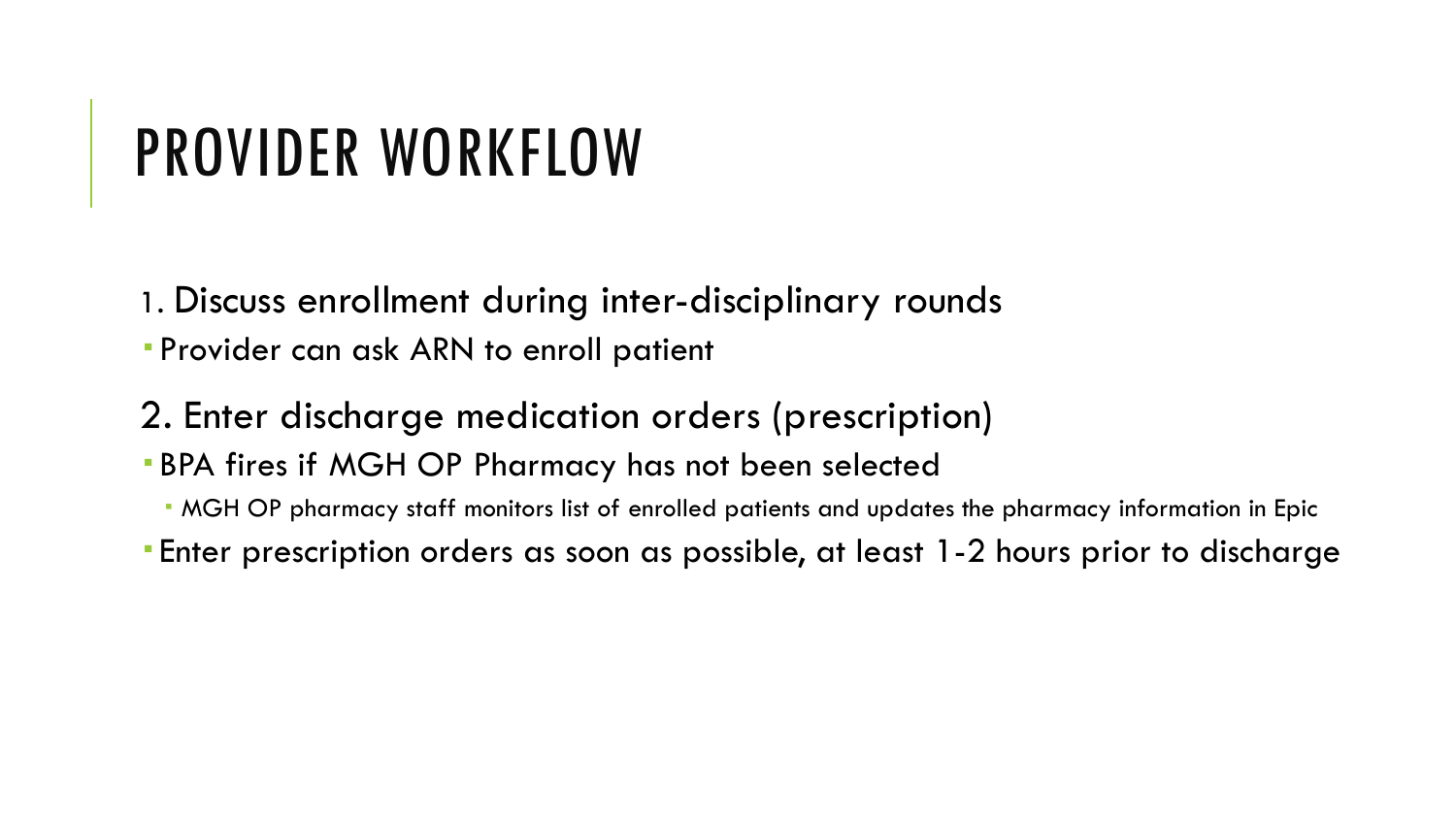# PROVIDER WORKFLOW

1. Discuss enrollment during inter-disciplinary rounds

- Provider can ask ARN to enroll patient

2. Enter discharge medication orders (prescription)

- BPA fires if MGH OP Pharmacy has not been selected
  - MGH OP pharmacy staff monitors list of enrolled patients and updates the pharmacy information in Epic
- Enter prescription orders as soon as possible, at least 1-2 hours prior to discharge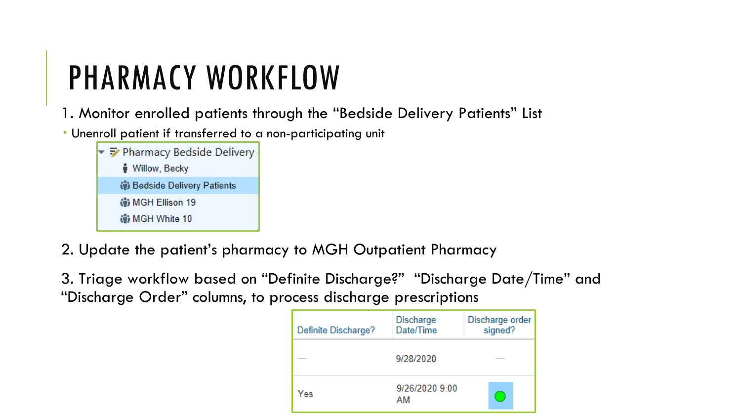# PHARMACY WORKFLOW

1. Monitor enrolled patients through the "Bedside Delivery Patients" List
   - Unenroll patient if transferred to a non-participating unit

- Pharmacy Bedside Delivery
  - Willow, Becky
  - Bedside Delivery Patients
  - MGH Ellison 19
  - MGH White 10

2. Update the patient's pharmacy to MGH Outpatient Pharmacy

3. Triage workflow based on "Definite Discharge?" "Discharge Date/Time" and "Discharge Order" columns, to process discharge prescriptions

| Definite Discharge? | Discharge Date/Time | Discharge order signed? |
| --- | --- | --- |
| — | 9/28/2020 | — |
| Yes | 9/26/2020 9:00 AM | ● |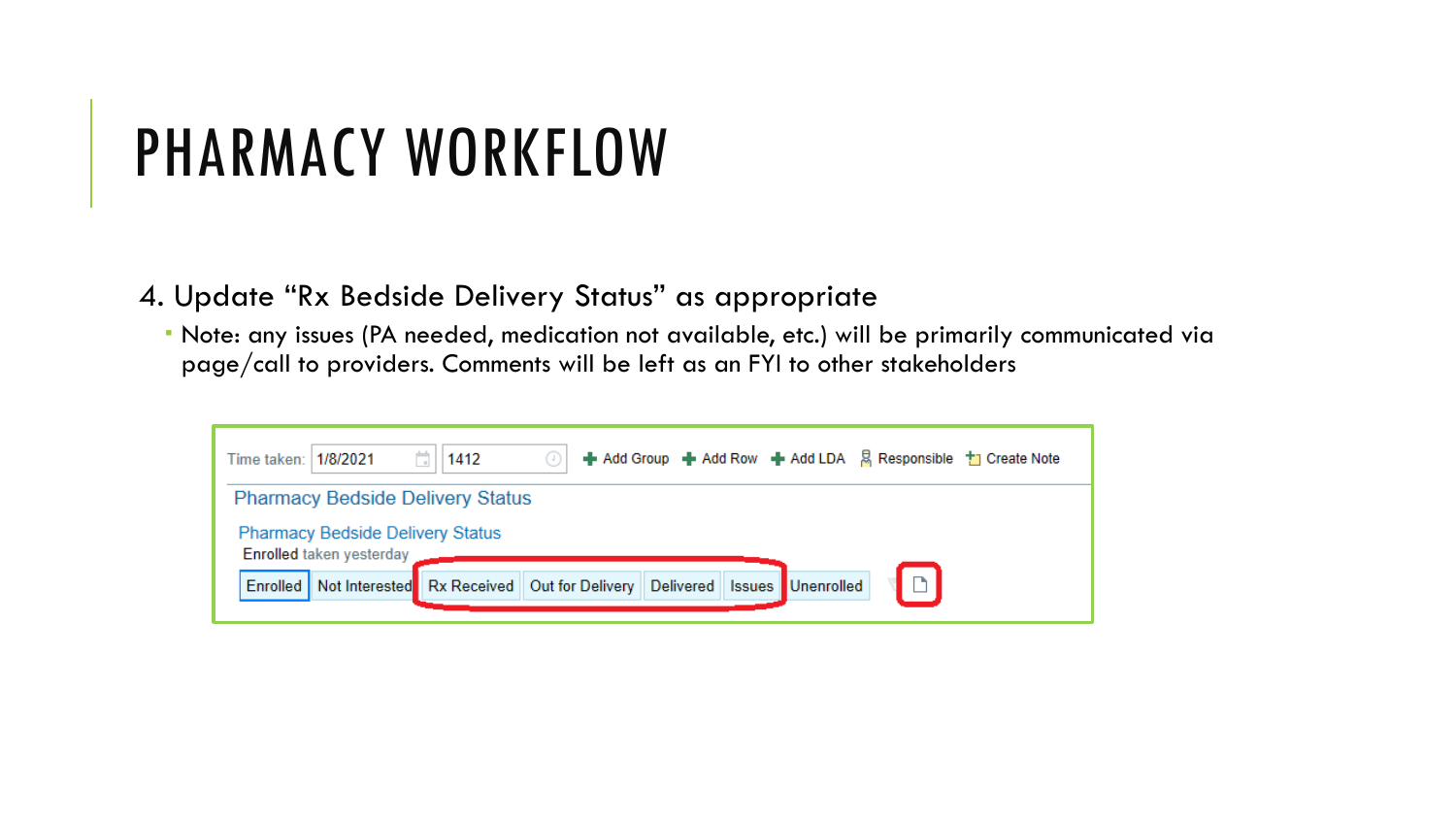# PHARMACY WORKFLOW

4. Update "Rx Bedside Delivery Status" as appropriate
   - Note: any issues (PA needed, medication not available, etc.) will be primarily communicated via page/call to providers. Comments will be left as an FYI to other stakeholders

Time taken: 1/8/2021 1412 Add Group Add Row Add LDA Responsible Create Note

Pharmacy Bedside Delivery Status

Pharmacy Bedside Delivery Status

Enrolled taken yesterday

Enrolled | Not Interested | Rx Received | Out for Delivery | Delivered | Issues | Unenrolled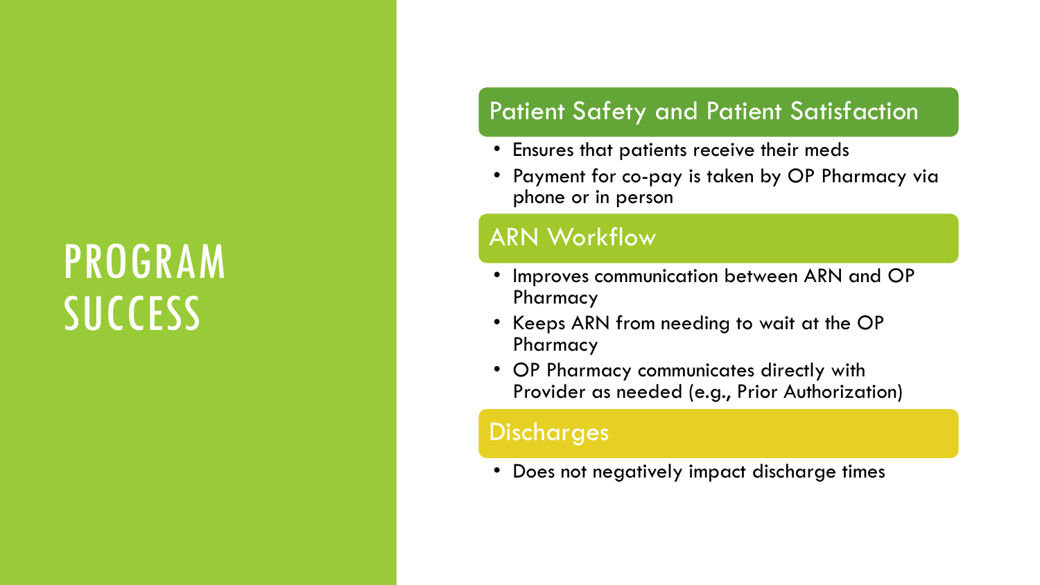# PROGRAM SUCCESS

## Patient Safety and Patient Satisfaction

- Ensures that patients receive their meds
- Payment for co-pay is taken by OP Pharmacy via phone or in person

## ARN Workflow

- Improves communication between ARN and OP Pharmacy
- Keeps ARN from needing to wait at the OP Pharmacy
- OP Pharmacy communicates directly with Provider as needed (e.g., Prior Authorization)

## Discharges

- Does not negatively impact discharge times